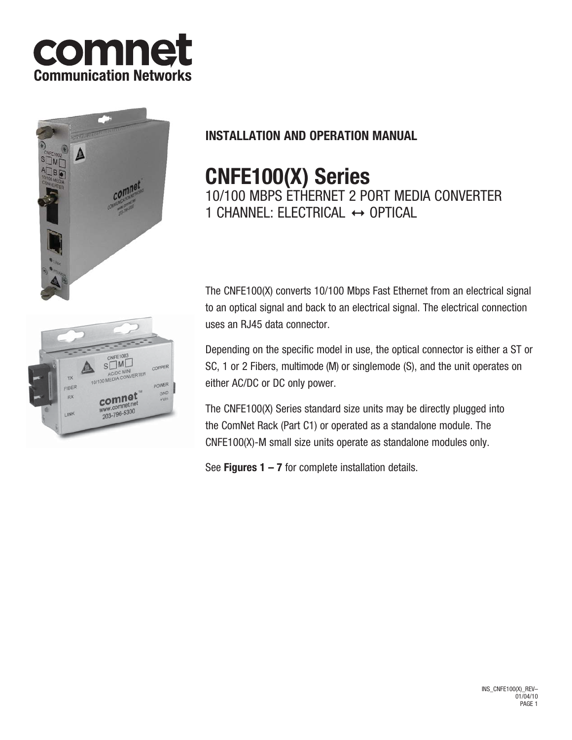# INSTALLATION AND OPERATION MANUAL

# CNFE100(X) Series

## 10/100 MBPS ETHERNET 2 PORT MEDIA CONVERTER
## 1 CHANNEL: ELECTRICAL ↔ OPTICAL

The CNFE100(X) converts 10/100 Mbps Fast Ethernet from an electrical signal to an optical signal and back to an electrical signal. The electrical connection uses an RJ45 data connector.

Depending on the specific model in use, the optical connector is either a ST or SC, 1 or 2 Fibers, multimode (M) or singlemode (S), and the unit operates on either AC/DC or DC only power.

The CNFE100(X) Series standard size units may be directly plugged into the ComNet Rack (Part C1) or operated as a standalone module. The CNFE100(X)-M small size units operate as standalone modules only.

See **Figures 1 – 7** for complete installation details.

INS_CNFE100(X)_REV–
01/04/10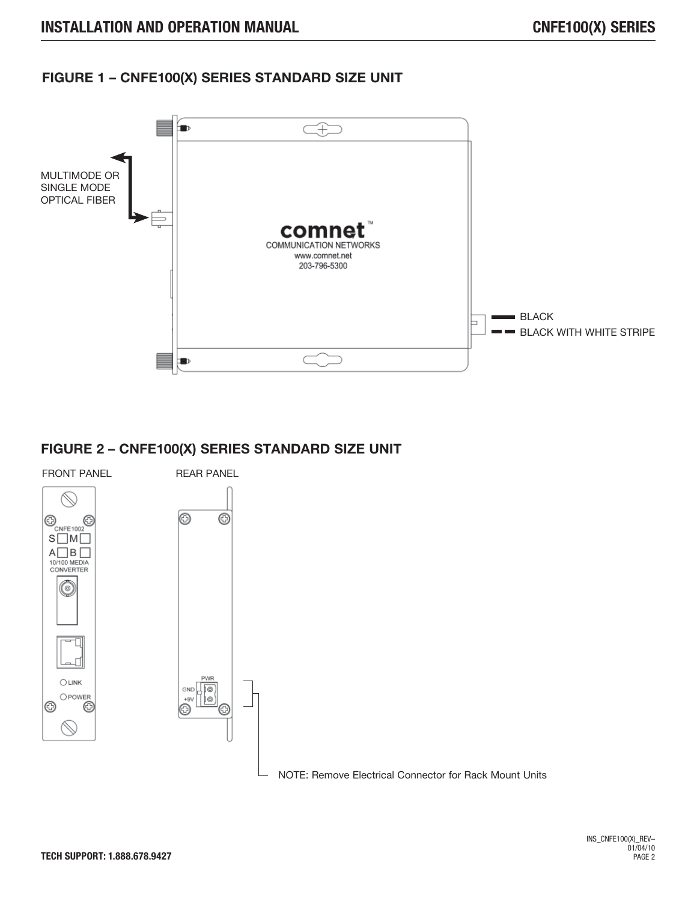## FIGURE 1 – CNFE100(X) SERIES STANDARD SIZE UNIT

MULTIMODE OR SINGLE MODE OPTICAL FIBER

comnet™
COMMUNICATION NETWORKS
www.comnet.net
203-796-5300

BLACK
BLACK WITH WHITE STRIPE

## FIGURE 2 – CNFE100(X) SERIES STANDARD SIZE UNIT

FRONT PANEL

CNFE1002
S M
A B
10/100 MEDIA CONVERTER
LINK
POWER

REAR PANEL

PWR
GND
+9V

NOTE: Remove Electrical Connector for Rack Mount Units

TECH SUPPORT: 1.888.678.9427

INS_CNFE100(X)_REV–
01/04/10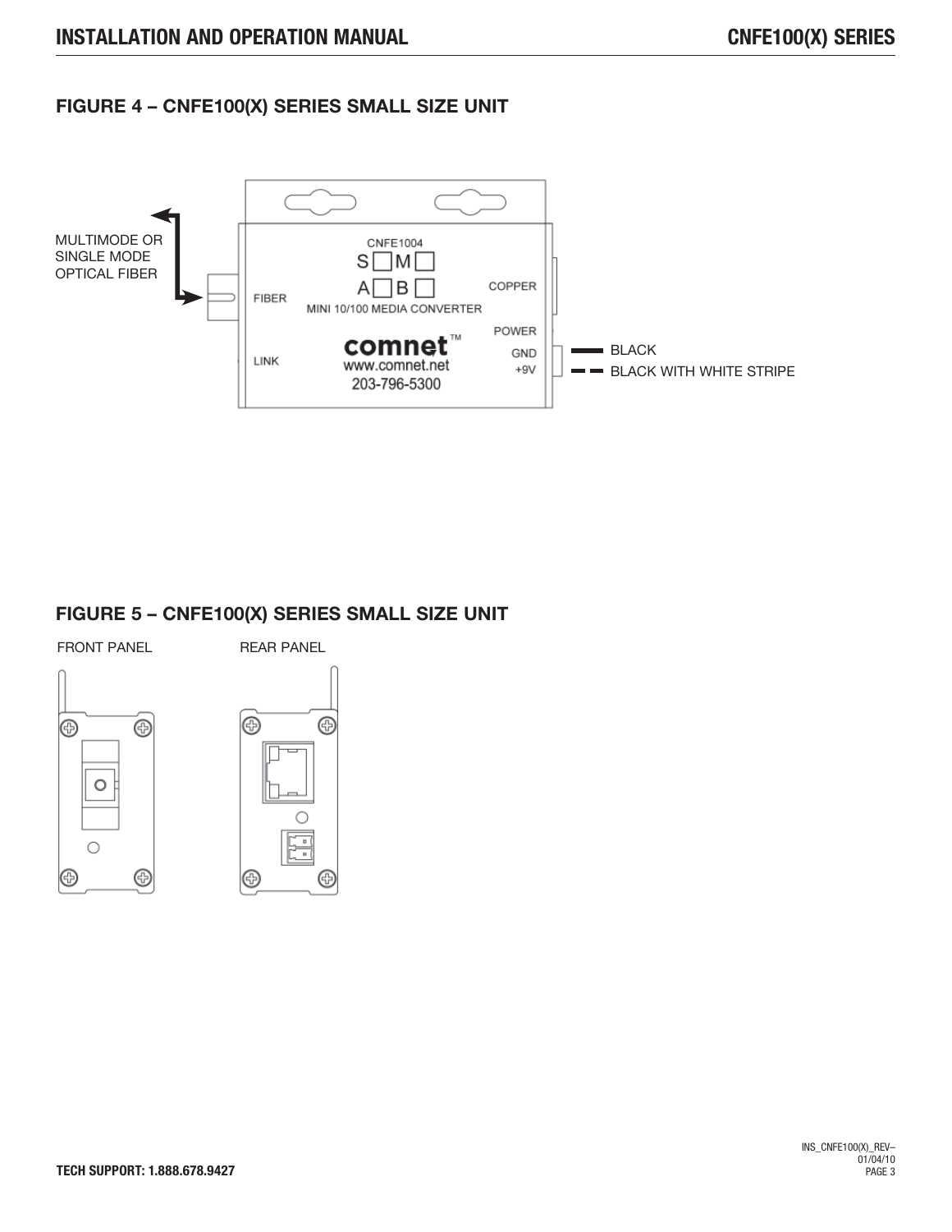## FIGURE 4 – CNFE100(X) SERIES SMALL SIZE UNIT

MULTIMODE OR SINGLE MODE OPTICAL FIBER

CNFE1004

S M

A B

FIBER

COPPER

MINI 10/100 MEDIA CONVERTER

POWER

LINK

comnet™

www.comnet.net

203-796-5300

GND

+9V

BLACK

BLACK WITH WHITE STRIPE

## FIGURE 5 – CNFE100(X) SERIES SMALL SIZE UNIT

FRONT PANEL

REAR PANEL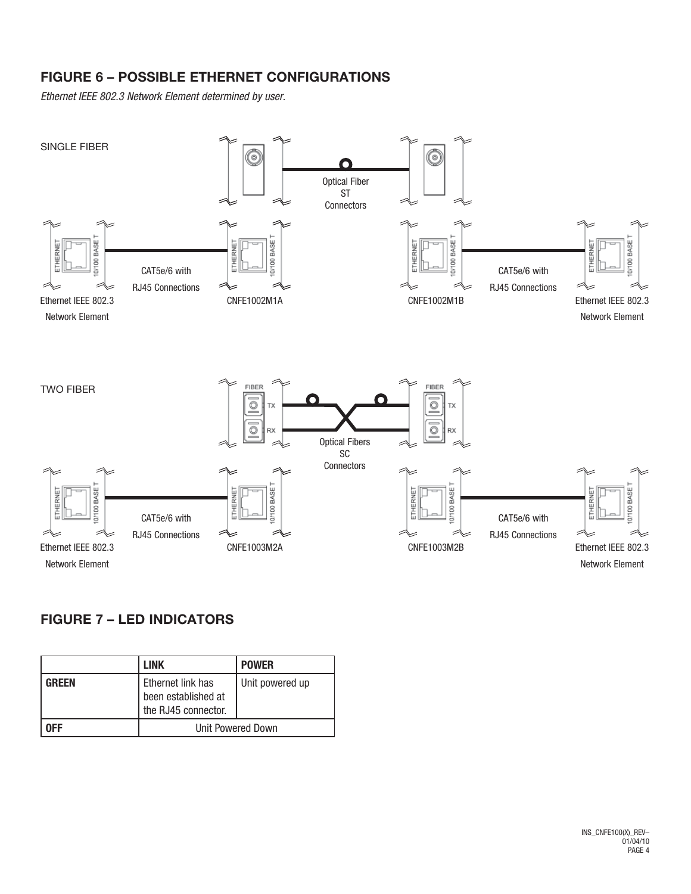## FIGURE 6 – POSSIBLE ETHERNET CONFIGURATIONS

*Ethernet IEEE 802.3 Network Element determined by user.*

SINGLE FIBER

Optical Fiber
ST
Connectors

CAT5e/6 with
RJ45 Connections

Ethernet IEEE 802.3
Network Element

CNFE1002M1A

CNFE1002M1B

CAT5e/6 with
RJ45 Connections

Ethernet IEEE 802.3
Network Element

TWO FIBER

Optical Fibers
SC
Connectors

CAT5e/6 with
RJ45 Connections

Ethernet IEEE 802.3
Network Element

CNFE1003M2A

CNFE1003M2B

CAT5e/6 with
RJ45 Connections

Ethernet IEEE 802.3
Network Element

## FIGURE 7 – LED INDICATORS

| | LINK | POWER |
|---|---|---|
| **GREEN** | Ethernet link has been established at the RJ45 connector. | Unit powered up |
| **OFF** | Unit Powered Down | |

INS_CNFE100(X)_REV–
01/04/10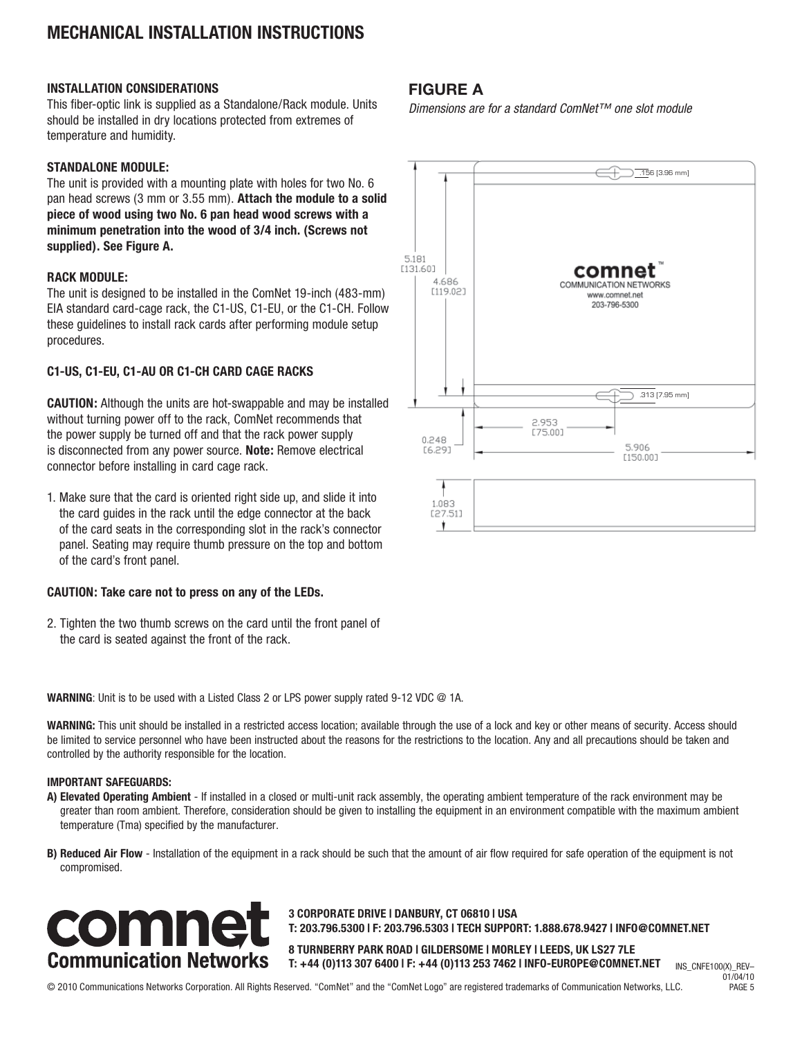# MECHANICAL INSTALLATION INSTRUCTIONS

### INSTALLATION CONSIDERATIONS

This fiber-optic link is supplied as a Standalone/Rack module. Units should be installed in dry locations protected from extremes of temperature and humidity.

### STANDALONE MODULE:

The unit is provided with a mounting plate with holes for two No. 6 pan head screws (3 mm or 3.55 mm). **Attach the module to a solid piece of wood using two No. 6 pan head wood screws with a minimum penetration into the wood of 3/4 inch. (Screws not supplied). See Figure A.**

### RACK MODULE:

The unit is designed to be installed in the ComNet 19-inch (483-mm) EIA standard card-cage rack, the C1-US, C1-EU, or the C1-CH. Follow these guidelines to install rack cards after performing module setup procedures.

### C1-US, C1-EU, C1-AU OR C1-CH CARD CAGE RACKS

**CAUTION:** Although the units are hot-swappable and may be installed without turning power off to the rack, ComNet recommends that the power supply be turned off and that the rack power supply is disconnected from any power source. **Note:** Remove electrical connector before installing in card cage rack.

1. Make sure that the card is oriented right side up, and slide it into the card guides in the rack until the edge connector at the back of the card seats in the corresponding slot in the rack's connector panel. Seating may require thumb pressure on the top and bottom of the card's front panel.

**CAUTION: Take care not to press on any of the LEDs.**

2. Tighten the two thumb screws on the card until the front panel of the card is seated against the front of the rack.

## FIGURE A

*Dimensions are for a standard ComNet™ one slot module*

.156 [3.96 mm]

5.181
[131.60]

4.686
[119.02]

comnet™
COMMUNICATION NETWORKS
www.comnet.net
203-796-5300

.313 [7.95 mm]

2.953
[75.00]

0.248
[6.29]

5.906
[150.00]

1.083
[27.51]

**WARNING**: Unit is to be used with a Listed Class 2 or LPS power supply rated 9-12 VDC @ 1A.

**WARNING:** This unit should be installed in a restricted access location; available through the use of a lock and key or other means of security. Access should be limited to service personnel who have been instructed about the reasons for the restrictions to the location. Any and all precautions should be taken and controlled by the authority responsible for the location.

**IMPORTANT SAFEGUARDS:**

**A) Elevated Operating Ambient** - If installed in a closed or multi-unit rack assembly, the operating ambient temperature of the rack environment may be greater than room ambient. Therefore, consideration should be given to installing the equipment in an environment compatible with the maximum ambient temperature (Tma) specified by the manufacturer.

**B) Reduced Air Flow** - Installation of the equipment in a rack should be such that the amount of air flow required for safe operation of the equipment is not compromised.

comnet
Communication Networks

**3 CORPORATE DRIVE | DANBURY, CT 06810 | USA**
**T: 203.796.5300 | F: 203.796.5303 | TECH SUPPORT: 1.888.678.9427 | INFO@COMNET.NET**

**8 TURNBERRY PARK ROAD | GILDERSOME | MORLEY | LEEDS, UK LS27 7LE**
**T: +44 (0)113 307 6400 | F: +44 (0)113 253 7462 | INFO-EUROPE@COMNET.NET**

INS_CNFE100(X)_REV–
01/04/10

© 2010 Communications Networks Corporation. All Rights Reserved. "ComNet" and the "ComNet Logo" are registered trademarks of Communication Networks, LLC.